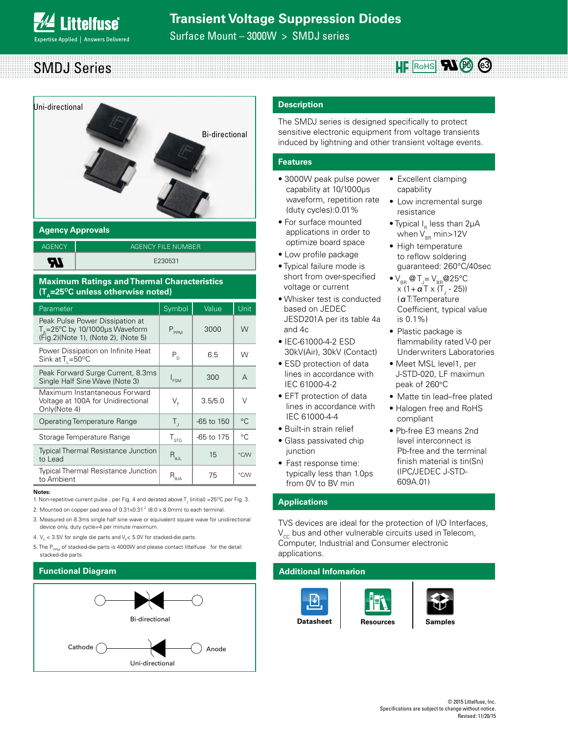# Transient Voltage Suppression Diodes

Surface Mount – 3000W > SMDJ series

## SMDJ Series

HF RoHS Pb e3

Uni-directional

Bi-directional

## Agency Approvals

| AGENCY | AGENCY FILE NUMBER |
|---|---|
| UL | E230531 |

## Maximum Ratings and Thermal Characteristics ($T_A$=25°C unless otherwise noted)

| Parameter | Symbol | Value | Unit |
|---|---|---|---|
| Peak Pulse Power Dissipation at $T_A$=25°C by 10/1000μs Waveform (Fig.2)(Note 1), (Note 2), (Note 5) | $P_{PPM}$ | 3000 | W |
| Power Dissipation on Infinite Heat Sink at $T_L$=50°C | $P_D$ | 6.5 | W |
| Peak Forward Surge Current, 8.3ms Single Half Sine Wave (Note 3) | $I_{FSM}$ | 300 | A |
| Maximum Instantaneous Forward Voltage at 100A for Unidirectional Only(Note 4) | $V_F$ | 3.5/5.0 | V |
| Operating Temperature Range | $T_J$ | -65 to 150 | °C |
| Storage Temperature Range | $T_{STG}$ | -65 to 175 | °C |
| Typical Thermal Resistance Junction to Lead | $R_{\theta JL}$ | 15 | °C/W |
| Typical Thermal Resistance Junction to Ambient | $R_{\theta JA}$ | 75 | °C/W |

**Notes:**

1. Non-repetitive current pulse , per Fig. 4 and derated above $T_J$ (initial) =25°C per Fig. 3.
2. Mounted on copper pad area of 0.31x0.31" (8.0 x 8.0mm) to each terminal.
3. Measured on 8.3ms single half sine wave or equivalent square wave for unidirectional device only, duty cycle=4 per minute maximum.
4. $V_F$ < 3.5V for single die parts and $V_F$< 5.0V for stacked-die parts.
5. The $P_{PPM}$ of stacked-die parts is 4000W and please contact littelfuse for the detail stacked-die parts.

## Functional Diagram

Bi-directional

Cathode Anode

Uni-directional

## Description

The SMDJ series is designed specifically to protect sensitive electronic equipment from voltage transients induced by lightning and other transient voltage events.

## Features

- 3000W peak pulse power capability at 10/1000μs waveform, repetition rate (duty cycles):0.01%
- For surface mounted applications in order to optimize board space
- Low profile package
- Typical failure mode is short from over-specified voltage or current
- Whisker test is conducted based on JEDEC JESD201A per its table 4a and 4c
- IEC-61000-4-2 ESD 30kV(Air), 30kV (Contact)
- ESD protection of data lines in accordance with IEC 61000-4-2
- EFT protection of data lines in accordance with IEC 61000-4-4
- Built-in strain relief
- Glass passivated chip junction
- Fast response time: typically less than 1.0ps from 0V to BV min
- Excellent clamping capability
- Low incremental surge resistance
- Typical $I_R$ less than 2μA when $V_{BR}$ min>12V
- High temperature to reflow soldering guaranteed: 260°C/40sec
- $V_{BR}$ @$T_J$= $V_{BR}$@25°C x (1+$\alpha$T x ($T_J$ - 25)) ($\alpha$T:Temperature Coefficient, typical value is 0.1%)
- Plastic package is flammability rated V-0 per Underwriters Laboratories
- Meet MSL level1, per J-STD-020, LF maximun peak of 260°C
- Matte tin lead–free plated
- Halogen free and RoHS compliant
- Pb-free E3 means 2nd level interconnect is Pb-free and the terminal finish material is tin(Sn) (IPC/JEDEC J-STD-609A.01)

## Applications

TVS devices are ideal for the protection of I/O Interfaces, $V_{CC}$ bus and other vulnerable circuits used in Telecom, Computer, Industrial and Consumer electronic applications.

## Additional Infomarion

Datasheet | Resources | Samples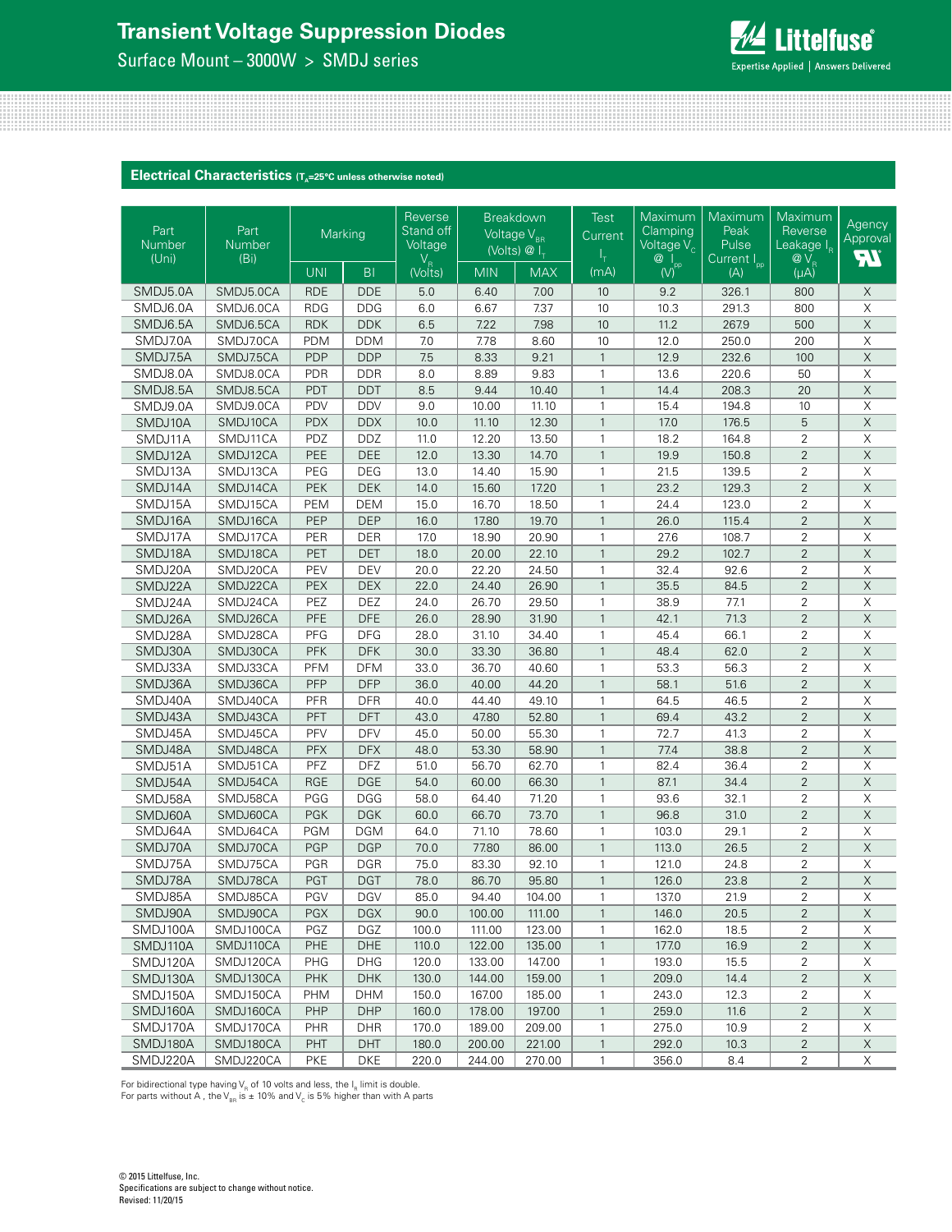## Electrical Characteristics ($T_A$=25°C unless otherwise noted)

| Part Number (Uni) | Part Number (Bi) | Marking | | Reverse Stand off Voltage $V_R$ (Volts) | Breakdown Voltage $V_{BR}$ (Volts) @ $I_T$ | | Test Current $I_T$ (mA) | Maximum Clamping Voltage $V_C$ @ $I_{pp}$ (V) | Maximum Peak Pulse Current $I_{pp}$ (A) | Maximum Reverse Leakage $I_R$ @ $V_R$ (µA) | Agency Approval |
|---|---|---|---|---|---|---|---|---|---|---|---|
| | | UNI | BI | | MIN | MAX | | | | | |
| SMDJ5.0A | SMDJ5.0CA | RDE | DDE | 5.0 | 6.40 | 7.00 | 10 | 9.2 | 326.1 | 800 | X |
| SMDJ6.0A | SMDJ6.0CA | RDG | DDG | 6.0 | 6.67 | 7.37 | 10 | 10.3 | 291.3 | 800 | X |
| SMDJ6.5A | SMDJ6.5CA | RDK | DDK | 6.5 | 7.22 | 7.98 | 10 | 11.2 | 267.9 | 500 | X |
| SMDJ7.0A | SMDJ7.0CA | PDM | DDM | 7.0 | 7.78 | 8.60 | 10 | 12.0 | 250.0 | 200 | X |
| SMDJ7.5A | SMDJ7.5CA | PDP | DDP | 7.5 | 8.33 | 9.21 | 1 | 12.9 | 232.6 | 100 | X |
| SMDJ8.0A | SMDJ8.0CA | PDR | DDR | 8.0 | 8.89 | 9.83 | 1 | 13.6 | 220.6 | 50 | X |
| SMDJ8.5A | SMDJ8.5CA | PDT | DDT | 8.5 | 9.44 | 10.40 | 1 | 14.4 | 208.3 | 20 | X |
| SMDJ9.0A | SMDJ9.0CA | PDV | DDV | 9.0 | 10.00 | 11.10 | 1 | 15.4 | 194.8 | 10 | X |
| SMDJ10A | SMDJ10CA | PDX | DDX | 10.0 | 11.10 | 12.30 | 1 | 17.0 | 176.5 | 5 | X |
| SMDJ11A | SMDJ11CA | PDZ | DDZ | 11.0 | 12.20 | 13.50 | 1 | 18.2 | 164.8 | 2 | X |
| SMDJ12A | SMDJ12CA | PEE | DEE | 12.0 | 13.30 | 14.70 | 1 | 19.9 | 150.8 | 2 | X |
| SMDJ13A | SMDJ13CA | PEG | DEG | 13.0 | 14.40 | 15.90 | 1 | 21.5 | 139.5 | 2 | X |
| SMDJ14A | SMDJ14CA | PEK | DEK | 14.0 | 15.60 | 17.20 | 1 | 23.2 | 129.3 | 2 | X |
| SMDJ15A | SMDJ15CA | PEM | DEM | 15.0 | 16.70 | 18.50 | 1 | 24.4 | 123.0 | 2 | X |
| SMDJ16A | SMDJ16CA | PEP | DEP | 16.0 | 17.80 | 19.70 | 1 | 26.0 | 115.4 | 2 | X |
| SMDJ17A | SMDJ17CA | PER | DER | 17.0 | 18.90 | 20.90 | 1 | 27.6 | 108.7 | 2 | X |
| SMDJ18A | SMDJ18CA | PET | DET | 18.0 | 20.00 | 22.10 | 1 | 29.2 | 102.7 | 2 | X |
| SMDJ20A | SMDJ20CA | PEV | DEV | 20.0 | 22.20 | 24.50 | 1 | 32.4 | 92.6 | 2 | X |
| SMDJ22A | SMDJ22CA | PEX | DEX | 22.0 | 24.40 | 26.90 | 1 | 35.5 | 84.5 | 2 | X |
| SMDJ24A | SMDJ24CA | PEZ | DEZ | 24.0 | 26.70 | 29.50 | 1 | 38.9 | 77.1 | 2 | X |
| SMDJ26A | SMDJ26CA | PFE | DFE | 26.0 | 28.90 | 31.90 | 1 | 42.1 | 71.3 | 2 | X |
| SMDJ28A | SMDJ28CA | PFG | DFG | 28.0 | 31.10 | 34.40 | 1 | 45.4 | 66.1 | 2 | X |
| SMDJ30A | SMDJ30CA | PFK | DFK | 30.0 | 33.30 | 36.80 | 1 | 48.4 | 62.0 | 2 | X |
| SMDJ33A | SMDJ33CA | PFM | DFM | 33.0 | 36.70 | 40.60 | 1 | 53.3 | 56.3 | 2 | X |
| SMDJ36A | SMDJ36CA | PFP | DFP | 36.0 | 40.00 | 44.20 | 1 | 58.1 | 51.6 | 2 | X |
| SMDJ40A | SMDJ40CA | PFR | DFR | 40.0 | 44.40 | 49.10 | 1 | 64.5 | 46.5 | 2 | X |
| SMDJ43A | SMDJ43CA | PFT | DFT | 43.0 | 47.80 | 52.80 | 1 | 69.4 | 43.2 | 2 | X |
| SMDJ45A | SMDJ45CA | PFV | DFV | 45.0 | 50.00 | 55.30 | 1 | 72.7 | 41.3 | 2 | X |
| SMDJ48A | SMDJ48CA | PFX | DFX | 48.0 | 53.30 | 58.90 | 1 | 77.4 | 38.8 | 2 | X |
| SMDJ51A | SMDJ51CA | PFZ | DFZ | 51.0 | 56.70 | 62.70 | 1 | 82.4 | 36.4 | 2 | X |
| SMDJ54A | SMDJ54CA | RGE | DGE | 54.0 | 60.00 | 66.30 | 1 | 87.1 | 34.4 | 2 | X |
| SMDJ58A | SMDJ58CA | PGG | DGG | 58.0 | 64.40 | 71.20 | 1 | 93.6 | 32.1 | 2 | X |
| SMDJ60A | SMDJ60CA | PGK | DGK | 60.0 | 66.70 | 73.70 | 1 | 96.8 | 31.0 | 2 | X |
| SMDJ64A | SMDJ64CA | PGM | DGM | 64.0 | 71.10 | 78.60 | 1 | 103.0 | 29.1 | 2 | X |
| SMDJ70A | SMDJ70CA | PGP | DGP | 70.0 | 77.80 | 86.00 | 1 | 113.0 | 26.5 | 2 | X |
| SMDJ75A | SMDJ75CA | PGR | DGR | 75.0 | 83.30 | 92.10 | 1 | 121.0 | 24.8 | 2 | X |
| SMDJ78A | SMDJ78CA | PGT | DGT | 78.0 | 86.70 | 95.80 | 1 | 126.0 | 23.8 | 2 | X |
| SMDJ85A | SMDJ85CA | PGV | DGV | 85.0 | 94.40 | 104.00 | 1 | 137.0 | 21.9 | 2 | X |
| SMDJ90A | SMDJ90CA | PGX | DGX | 90.0 | 100.00 | 111.00 | 1 | 146.0 | 20.5 | 2 | X |
| SMDJ100A | SMDJ100CA | PGZ | DGZ | 100.0 | 111.00 | 123.00 | 1 | 162.0 | 18.5 | 2 | X |
| SMDJ110A | SMDJ110CA | PHE | DHE | 110.0 | 122.00 | 135.00 | 1 | 177.0 | 16.9 | 2 | X |
| SMDJ120A | SMDJ120CA | PHG | DHG | 120.0 | 133.00 | 147.00 | 1 | 193.0 | 15.5 | 2 | X |
| SMDJ130A | SMDJ130CA | PHK | DHK | 130.0 | 144.00 | 159.00 | 1 | 209.0 | 14.4 | 2 | X |
| SMDJ150A | SMDJ150CA | PHM | DHM | 150.0 | 167.00 | 185.00 | 1 | 243.0 | 12.3 | 2 | X |
| SMDJ160A | SMDJ160CA | PHP | DHP | 160.0 | 178.00 | 197.00 | 1 | 259.0 | 11.6 | 2 | X |
| SMDJ170A | SMDJ170CA | PHR | DHR | 170.0 | 189.00 | 209.00 | 1 | 275.0 | 10.9 | 2 | X |
| SMDJ180A | SMDJ180CA | PHT | DHT | 180.0 | 200.00 | 221.00 | 1 | 292.0 | 10.3 | 2 | X |
| SMDJ220A | SMDJ220CA | PKE | DKE | 220.0 | 244.00 | 270.00 | 1 | 356.0 | 8.4 | 2 | X |

For bidirectional type having $V_R$ of 10 volts and less, the $I_R$ limit is double.
For parts without A , the $V_{BR}$ is ± 10% and $V_C$ is 5% higher than with A parts

© 2015 Littelfuse, Inc.
Specifications are subject to change without notice.
Revised: 11/20/15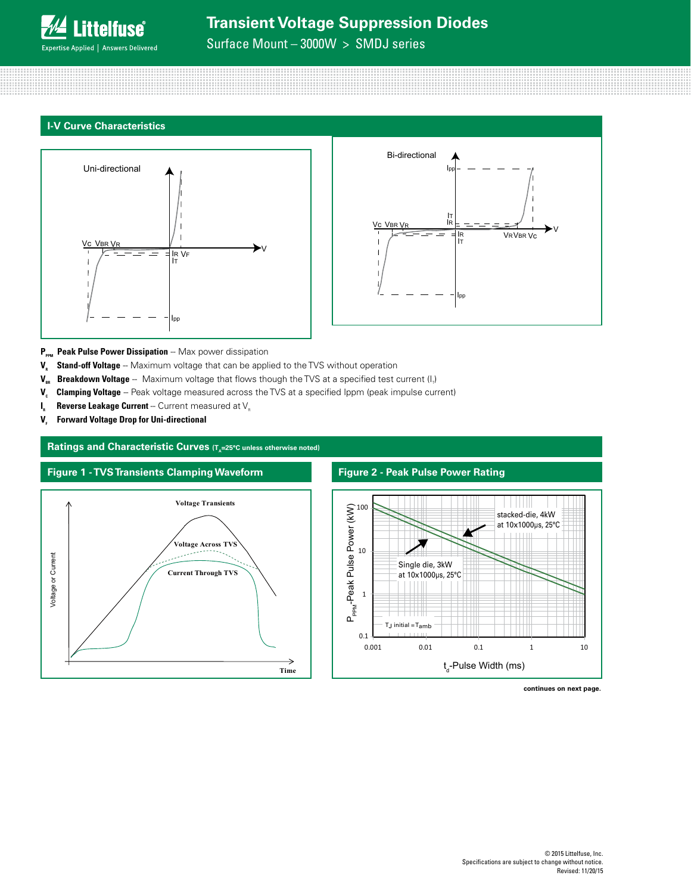## I-V Curve Characteristics

$P_{PPM}$ **Peak Pulse Power Dissipation** -- Max power dissipation

$V_R$ **Stand-off Voltage** -- Maximum voltage that can be applied to the TVS without operation

$V_{BR}$ **Breakdown Voltage** -- Maximum voltage that flows though the TVS at a specified test current ($I_T$)

$V_C$ **Clamping Voltage** -- Peak voltage measured across the TVS at a specified Ippm (peak impulse current)

$I_R$ **Reverse Leakage Current** -- Current measured at $V_R$

$V_F$ **Forward Voltage Drop for Uni-directional**

## Ratings and Characteristic Curves ($T_A$=25°C unless otherwise noted)

### Figure 1 - TVS Transients Clamping Waveform

### Figure 2 - Peak Pulse Power Rating

**continues on next page.**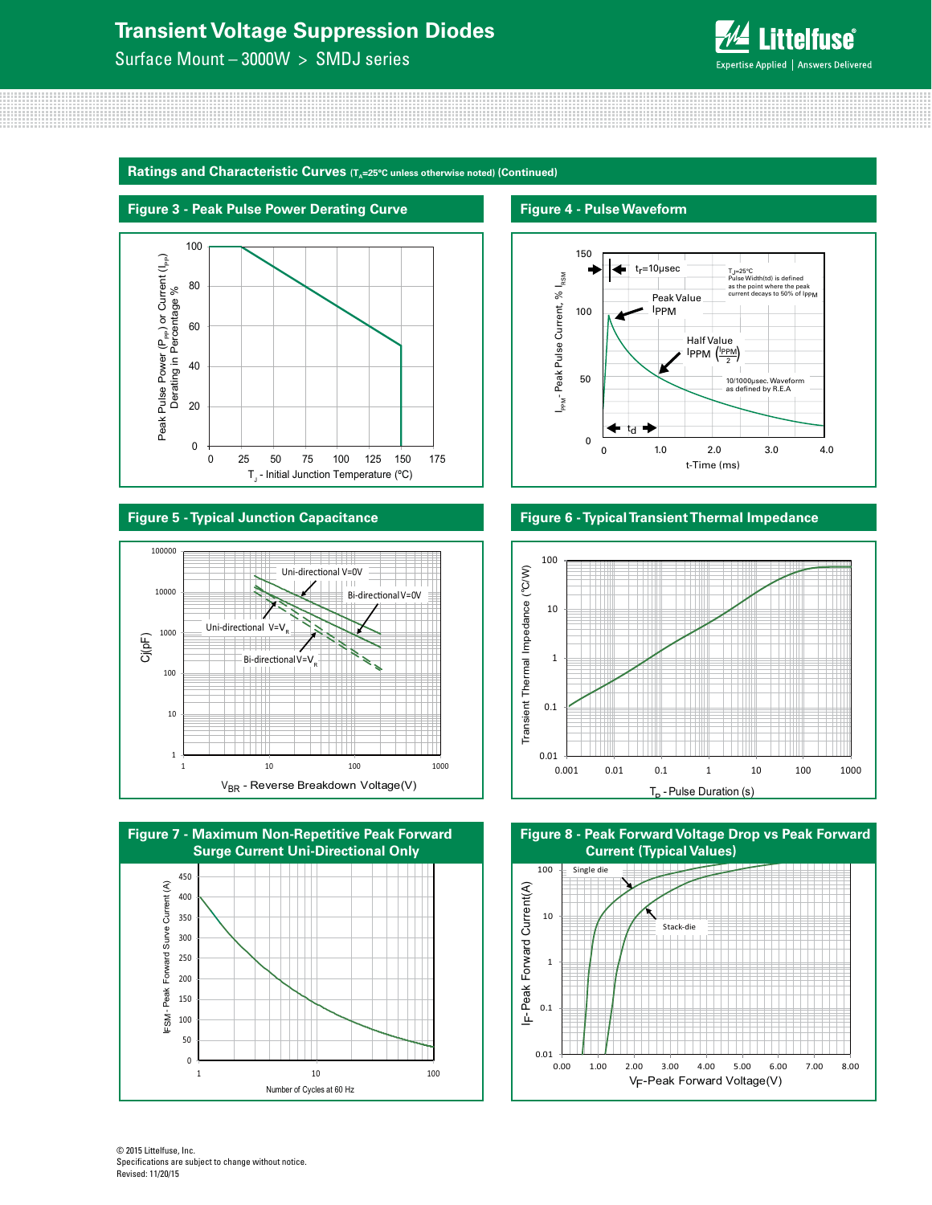## Ratings and Characteristic Curves ($T_A$=25°C unless otherwise noted) (Continued)

### Figure 3 - Peak Pulse Power Derating Curve

Peak Pulse Power ($P_{PP}$) or Current ($I_{PP}$) Derating in Percentage %

$T_J$ - Initial Junction Temperature (°C)

### Figure 4 - Pulse Waveform

$t_r$=10μsec

$T_J$=25°C
Pulse Width($t_d$) is defined as the point where the peak current decays to 50% of $I_{PPM}$

Peak Value $I_{PPM}$

Half Value $I_{PPM}$ $\left(\frac{I_{PPM}}{2}\right)$

10/1000μsec. Waveform as defined by R.E.A

$t_d$

$I_{PPM}$ - Peak Pulse Current, % $I_{RSM}$

t-Time (ms)

### Figure 5 - Typical Junction Capacitance

Uni-directional V=0V

Bi-directional V=0V

Uni-directional V=$V_R$

Bi-directional V=$V_R$

Cj(pF)

$V_{BR}$ - Reverse Breakdown Voltage(V)

### Figure 6 - Typical Transient Thermal Impedance

Transient Thermal Impedance (°C/W)

$T_P$ - Pulse Duration (s)

### Figure 7 - Maximum Non-Repetitive Peak Forward Surge Current Uni-Directional Only

$I_{FSM}$ - Peak Forward Surve Current (A)

Number of Cycles at 60 Hz

### Figure 8 - Peak Forward Voltage Drop vs Peak Forward Current (Typical Values)

Single die

Stack-die

$I_F$- Peak Forward Current(A)

$V_F$-Peak Forward Voltage(V)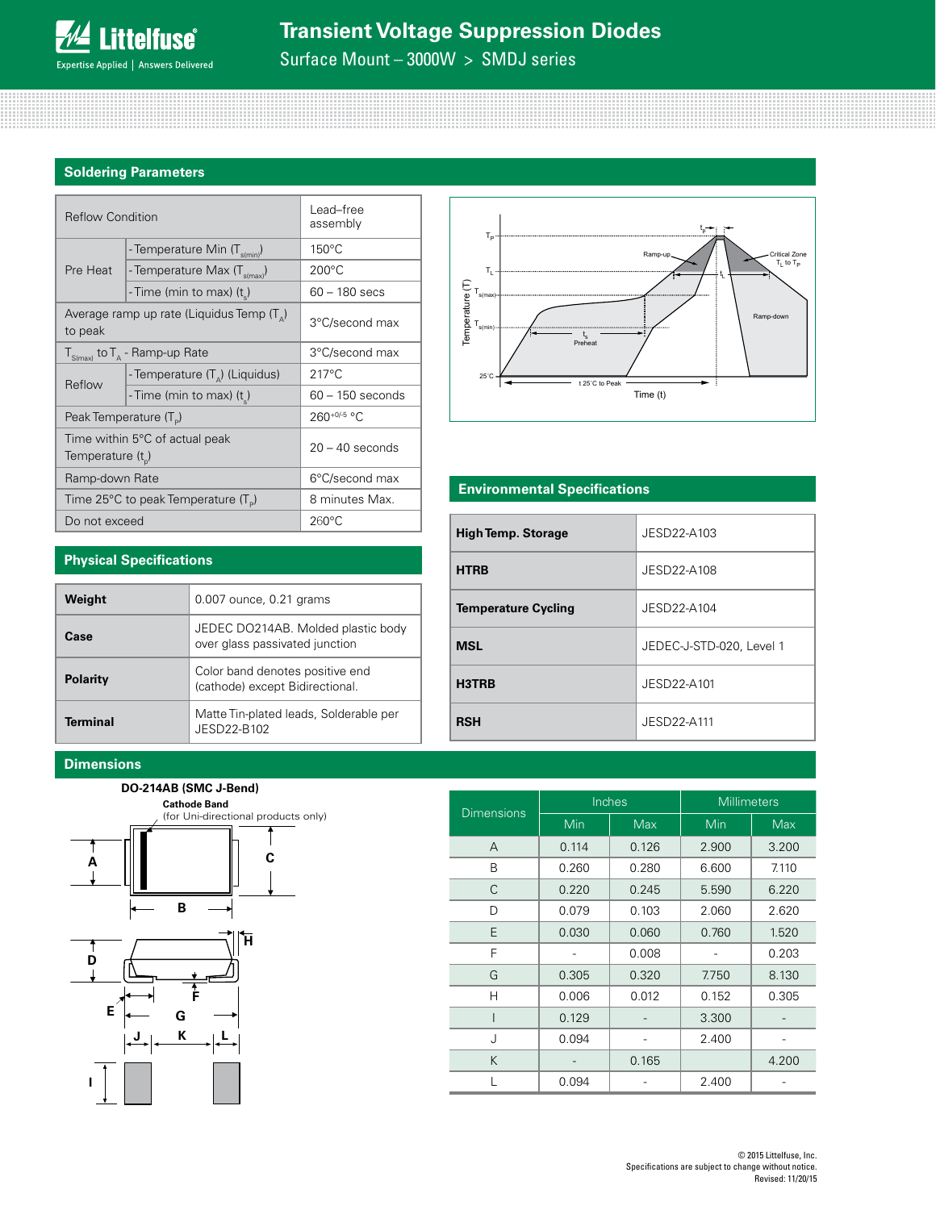## Soldering Parameters

| Reflow Condition | | Lead–free assembly |
|---|---|---|
| Pre Heat | - Temperature Min ($T_{s(min)}$) | 150°C |
| | - Temperature Max ($T_{s(max)}$) | 200°C |
| | - Time (min to max) ($t_s$) | 60 – 180 secs |
| Average ramp up rate (Liquidus Temp ($T_A$) to peak | | 3°C/second max |
| $T_{S(max)}$ to $T_A$ - Ramp-up Rate | | 3°C/second max |
| Reflow | - Temperature ($T_A$) (Liquidus) | 217°C |
| | - Time (min to max) ($t_s$) | 60 – 150 seconds |
| Peak Temperature ($T_P$) | | $260^{+0/-5}$ °C |
| Time within 5°C of actual peak Temperature ($t_p$) | | 20 – 40 seconds |
| Ramp-down Rate | | 6°C/second max |
| Time 25°C to peak Temperature ($T_P$) | | 8 minutes Max. |
| Do not exceed | | 260°C |

## Physical Specifications

| | |
|---|---|
| **Weight** | 0.007 ounce, 0.21 grams |
| **Case** | JEDEC DO214AB. Molded plastic body over glass passivated junction |
| **Polarity** | Color band denotes positive end (cathode) except Bidirectional. |
| **Terminal** | Matte Tin-plated leads, Solderable per JESD22-B102 |

## Environmental Specifications

| | |
|---|---|
| **High Temp. Storage** | JESD22-A103 |
| **HTRB** | JESD22-A108 |
| **Temperature Cycling** | JESD22-A104 |
| **MSL** | JEDEC-J-STD-020, Level 1 |
| **H3TRB** | JESD22-A101 |
| **RSH** | JESD22-A111 |

## Dimensions

**DO-214AB (SMC J-Bend)**

**Cathode Band** (for Uni-directional products only)

| Dimensions | Inches | | Millimeters | |
|---|---|---|---|---|
| | Min | Max | Min | Max |
| A | 0.114 | 0.126 | 2.900 | 3.200 |
| B | 0.260 | 0.280 | 6.600 | 7.110 |
| C | 0.220 | 0.245 | 5.590 | 6.220 |
| D | 0.079 | 0.103 | 2.060 | 2.620 |
| E | 0.030 | 0.060 | 0.760 | 1.520 |
| F | - | 0.008 | - | 0.203 |
| G | 0.305 | 0.320 | 7.750 | 8.130 |
| H | 0.006 | 0.012 | 0.152 | 0.305 |
| I | 0.129 | - | 3.300 | - |
| J | 0.094 | - | 2.400 | - |
| K | - | 0.165 | | 4.200 |
| L | 0.094 | - | 2.400 | - |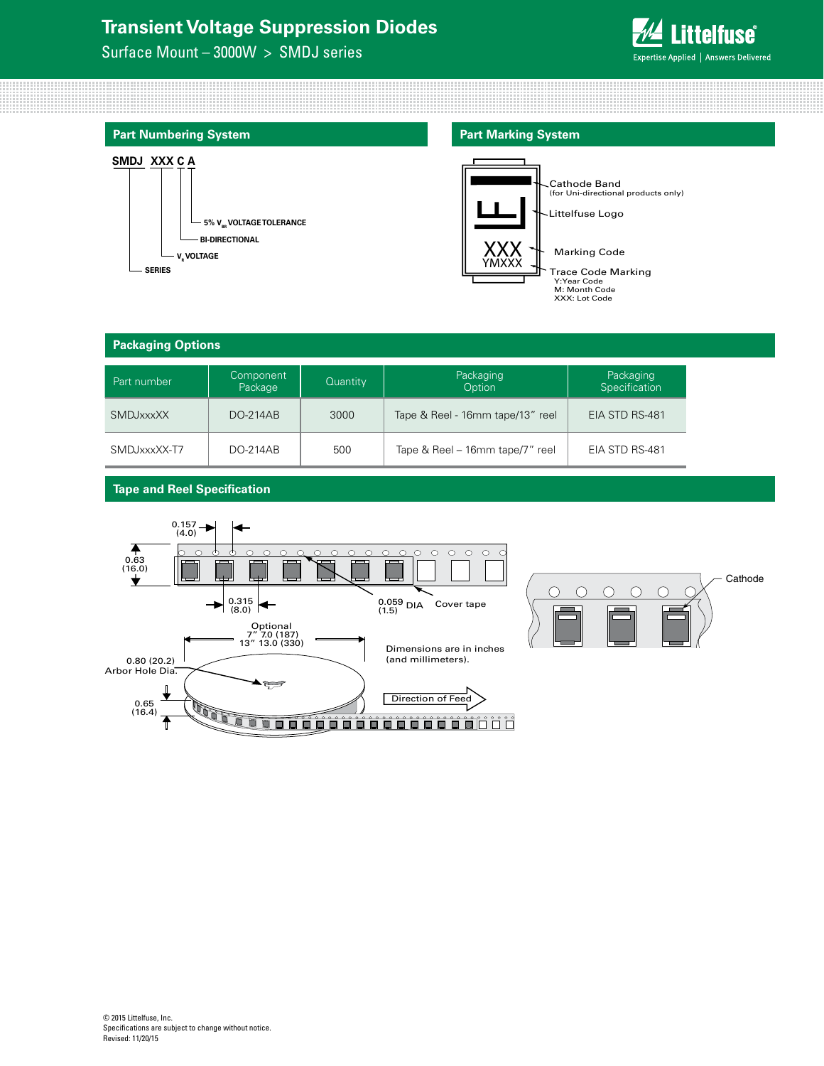## Part Numbering System

SMDJ XXX C A

- 5% $V_{BR}$ VOLTAGE TOLERANCE
- BI-DIRECTIONAL
- $V_R$ VOLTAGE
- SERIES

## Part Marking System

Cathode Band
(for Uni-directional products only)

Littelfuse Logo

XXX
YMXXX

Marking Code

Trace Code Marking
Y:Year Code
M: Month Code
XXX: Lot Code

## Packaging Options

| Part number | Component Package | Quantity | Packaging Option | Packaging Specification |
|---|---|---|---|---|
| SMDJxxxXX | DO-214AB | 3000 | Tape & Reel - 16mm tape/13" reel | EIA STD RS-481 |
| SMDJxxxXX-T7 | DO-214AB | 500 | Tape & Reel – 16mm tape/7" reel | EIA STD RS-481 |

## Tape and Reel Specification

0.157
(4.0)

0.63
(16.0)

0.315
(8.0)

0.059
(1.5)
DIA

Cover tape

Cathode

Optional
7" 7.0 (187)
13" 13.0 (330)

Dimensions are in inches
(and millimeters).

0.80 (20.2)
Arbor Hole Dia.

0.65
(16.4)

Direction of Feed

© 2015 Littelfuse, Inc.
Specifications are subject to change without notice.
Revised: 11/20/15